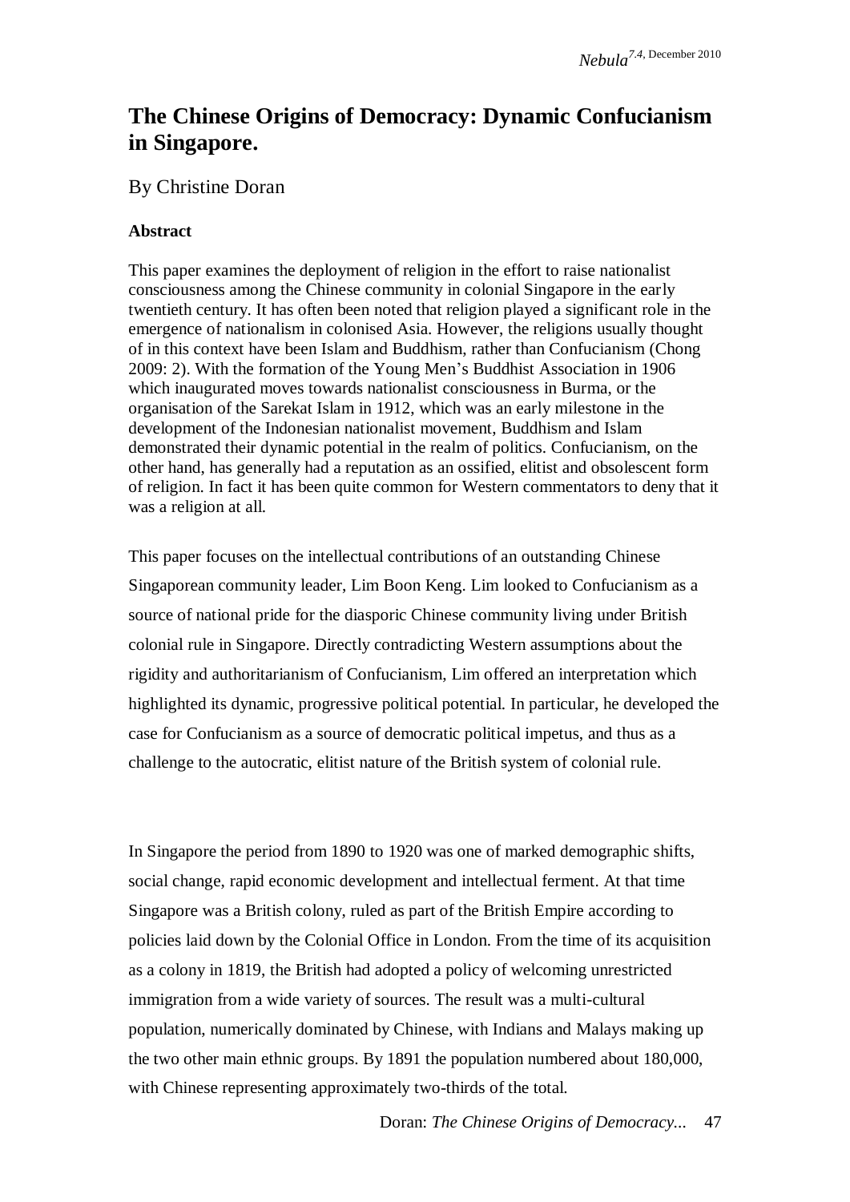# The Chinese Origins of Democracy: Dynamic Confucianism in Singapore.

By Christine Doran

**Abstract**

This paper examines the deployment of religion in the effort to raise nationalist consciousness among the Chinese community in colonial Singapore in the early twentieth century. It has often been noted that religion played a significant role in the emergence of nationalism in colonised Asia. However, the religions usually thought of in this context have been Islam and Buddhism, rather than Confucianism (Chong 2009: 2). With the formation of the Young Men's Buddhist Association in 1906 which inaugurated moves towards nationalist consciousness in Burma, or the organisation of the Sarekat Islam in 1912, which was an early milestone in the development of the Indonesian nationalist movement, Buddhism and Islam demonstrated their dynamic potential in the realm of politics. Confucianism, on the other hand, has generally had a reputation as an ossified, elitist and obsolescent form of religion. In fact it has been quite common for Western commentators to deny that it was a religion at all.

This paper focuses on the intellectual contributions of an outstanding Chinese Singaporean community leader, Lim Boon Keng. Lim looked to Confucianism as a source of national pride for the diasporic Chinese community living under British colonial rule in Singapore. Directly contradicting Western assumptions about the rigidity and authoritarianism of Confucianism, Lim offered an interpretation which highlighted its dynamic, progressive political potential. In particular, he developed the case for Confucianism as a source of democratic political impetus, and thus as a challenge to the autocratic, elitist nature of the British system of colonial rule.

In Singapore the period from 1890 to 1920 was one of marked demographic shifts, social change, rapid economic development and intellectual ferment. At that time Singapore was a British colony, ruled as part of the British Empire according to policies laid down by the Colonial Office in London. From the time of its acquisition as a colony in 1819, the British had adopted a policy of welcoming unrestricted immigration from a wide variety of sources. The result was a multi-cultural population, numerically dominated by Chinese, with Indians and Malays making up the two other main ethnic groups. By 1891 the population numbered about 180,000, with Chinese representing approximately two-thirds of the total.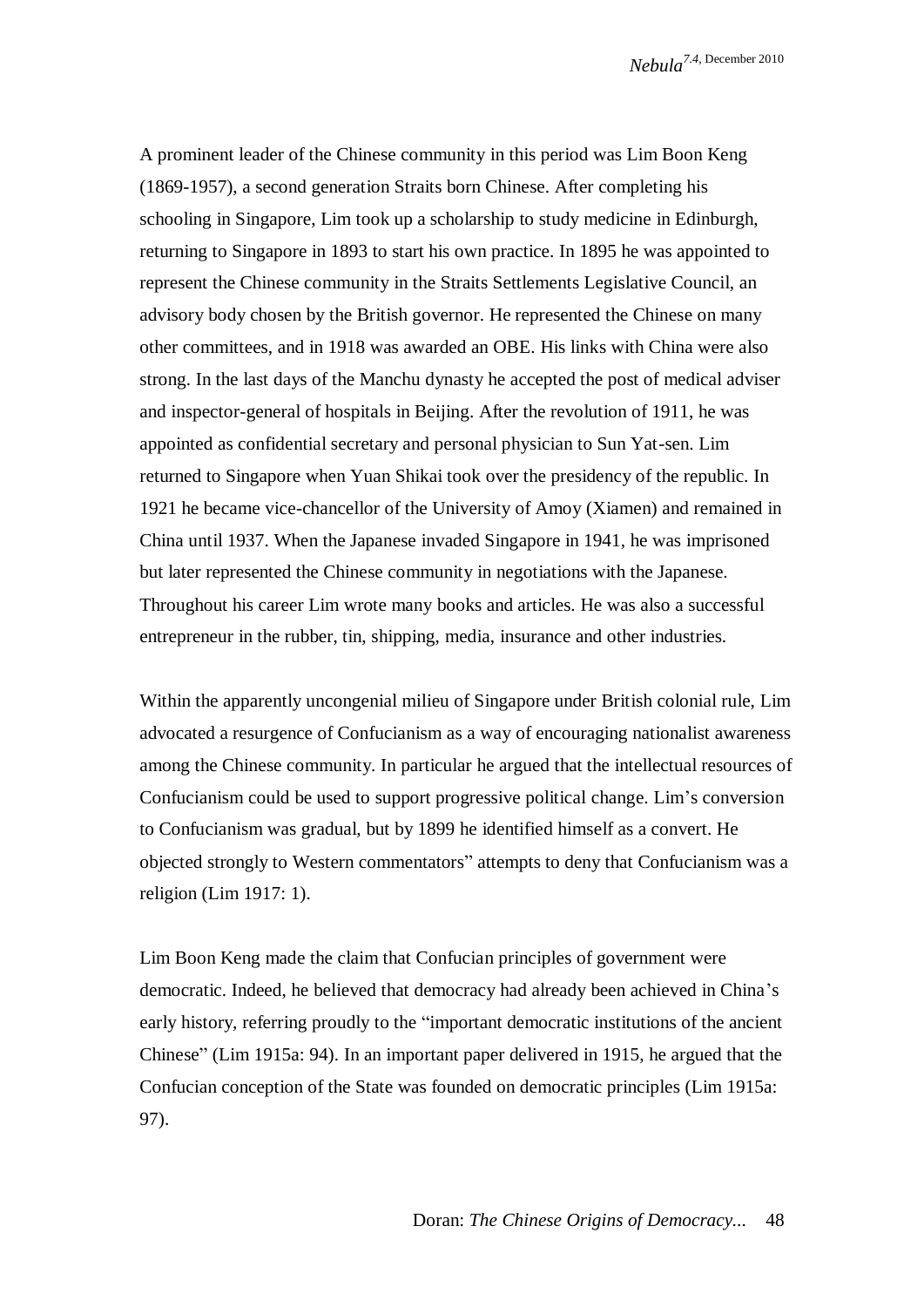A prominent leader of the Chinese community in this period was Lim Boon Keng (1869-1957), a second generation Straits born Chinese. After completing his schooling in Singapore, Lim took up a scholarship to study medicine in Edinburgh, returning to Singapore in 1893 to start his own practice. In 1895 he was appointed to represent the Chinese community in the Straits Settlements Legislative Council, an advisory body chosen by the British governor. He represented the Chinese on many other committees, and in 1918 was awarded an OBE. His links with China were also strong. In the last days of the Manchu dynasty he accepted the post of medical adviser and inspector-general of hospitals in Beijing. After the revolution of 1911, he was appointed as confidential secretary and personal physician to Sun Yat-sen. Lim returned to Singapore when Yuan Shikai took over the presidency of the republic. In 1921 he became vice-chancellor of the University of Amoy (Xiamen) and remained in China until 1937. When the Japanese invaded Singapore in 1941, he was imprisoned but later represented the Chinese community in negotiations with the Japanese. Throughout his career Lim wrote many books and articles. He was also a successful entrepreneur in the rubber, tin, shipping, media, insurance and other industries.

Within the apparently uncongenial milieu of Singapore under British colonial rule, Lim advocated a resurgence of Confucianism as a way of encouraging nationalist awareness among the Chinese community. In particular he argued that the intellectual resources of Confucianism could be used to support progressive political change. Lim's conversion to Confucianism was gradual, but by 1899 he identified himself as a convert. He objected strongly to Western commentators" attempts to deny that Confucianism was a religion (Lim 1917: 1).

Lim Boon Keng made the claim that Confucian principles of government were democratic. Indeed, he believed that democracy had already been achieved in China's early history, referring proudly to the "important democratic institutions of the ancient Chinese" (Lim 1915a: 94). In an important paper delivered in 1915, he argued that the Confucian conception of the State was founded on democratic principles (Lim 1915a: 97).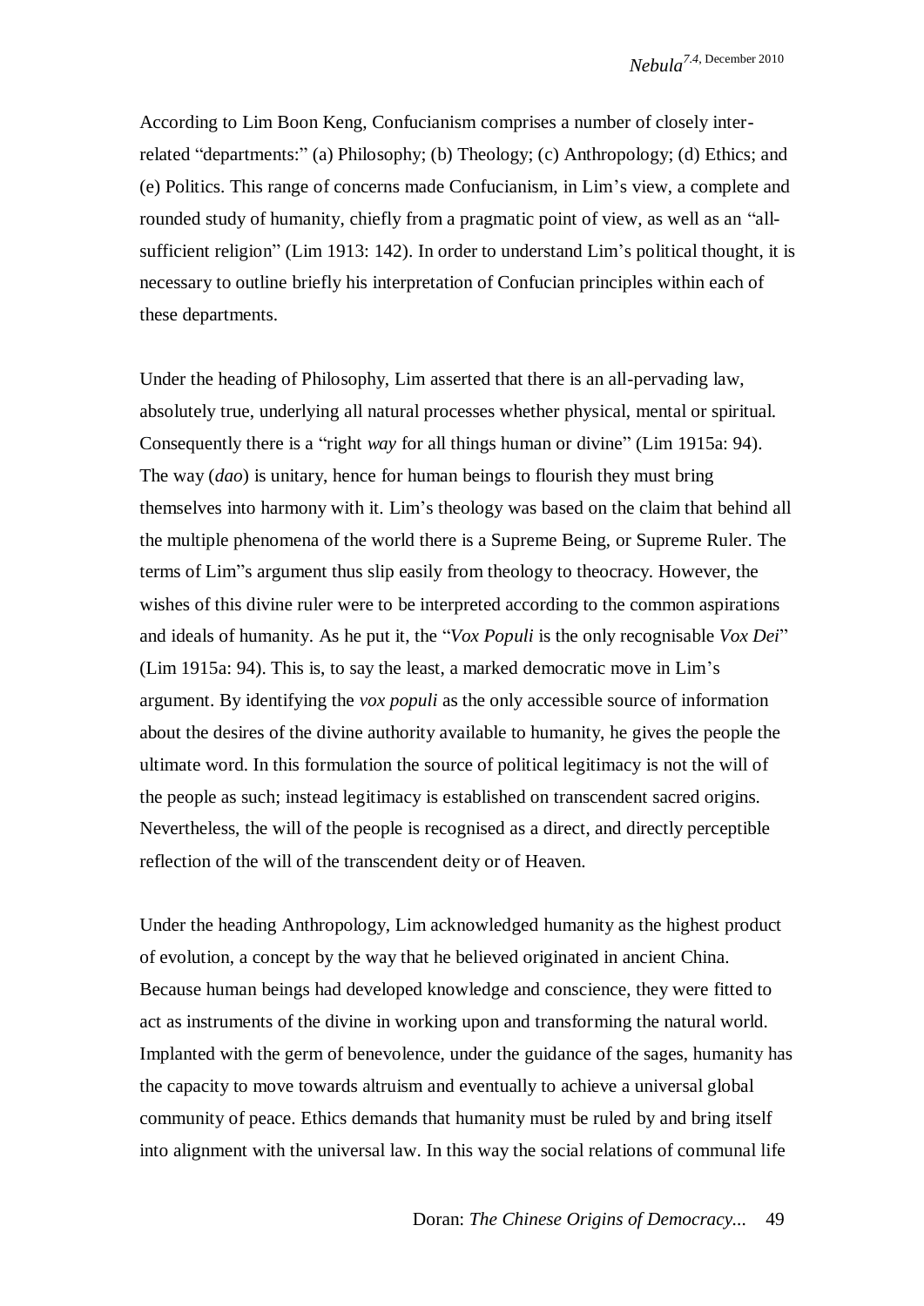According to Lim Boon Keng, Confucianism comprises a number of closely inter-related "departments:" (a) Philosophy; (b) Theology; (c) Anthropology; (d) Ethics; and (e) Politics. This range of concerns made Confucianism, in Lim's view, a complete and rounded study of humanity, chiefly from a pragmatic point of view, as well as an "all-sufficient religion" (Lim 1913: 142). In order to understand Lim's political thought, it is necessary to outline briefly his interpretation of Confucian principles within each of these departments.

Under the heading of Philosophy, Lim asserted that there is an all-pervading law, absolutely true, underlying all natural processes whether physical, mental or spiritual. Consequently there is a "right *way* for all things human or divine" (Lim 1915a: 94). The way (*dao*) is unitary, hence for human beings to flourish they must bring themselves into harmony with it. Lim's theology was based on the claim that behind all the multiple phenomena of the world there is a Supreme Being, or Supreme Ruler. The terms of Lim"s argument thus slip easily from theology to theocracy. However, the wishes of this divine ruler were to be interpreted according to the common aspirations and ideals of humanity. As he put it, the "*Vox Populi* is the only recognisable *Vox Dei*" (Lim 1915a: 94). This is, to say the least, a marked democratic move in Lim's argument. By identifying the *vox populi* as the only accessible source of information about the desires of the divine authority available to humanity, he gives the people the ultimate word. In this formulation the source of political legitimacy is not the will of the people as such; instead legitimacy is established on transcendent sacred origins. Nevertheless, the will of the people is recognised as a direct, and directly perceptible reflection of the will of the transcendent deity or of Heaven.

Under the heading Anthropology, Lim acknowledged humanity as the highest product of evolution, a concept by the way that he believed originated in ancient China. Because human beings had developed knowledge and conscience, they were fitted to act as instruments of the divine in working upon and transforming the natural world. Implanted with the germ of benevolence, under the guidance of the sages, humanity has the capacity to move towards altruism and eventually to achieve a universal global community of peace. Ethics demands that humanity must be ruled by and bring itself into alignment with the universal law. In this way the social relations of communal life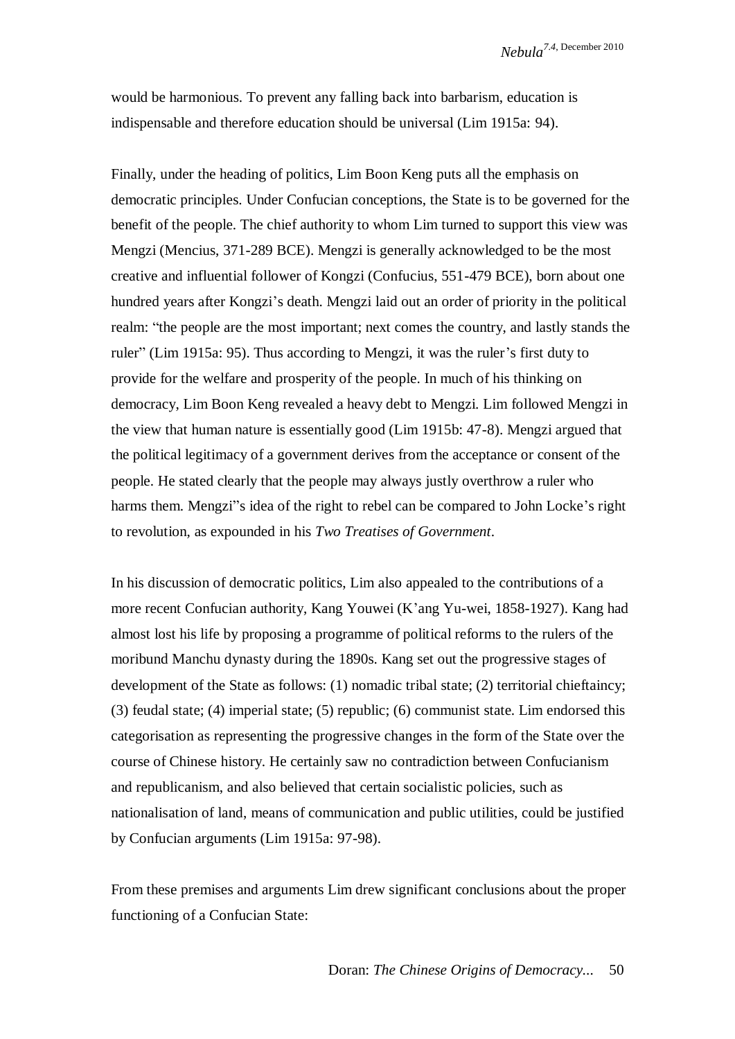would be harmonious. To prevent any falling back into barbarism, education is indispensable and therefore education should be universal (Lim 1915a: 94).

Finally, under the heading of politics, Lim Boon Keng puts all the emphasis on democratic principles. Under Confucian conceptions, the State is to be governed for the benefit of the people. The chief authority to whom Lim turned to support this view was Mengzi (Mencius, 371-289 BCE). Mengzi is generally acknowledged to be the most creative and influential follower of Kongzi (Confucius, 551-479 BCE), born about one hundred years after Kongzi's death. Mengzi laid out an order of priority in the political realm: "the people are the most important; next comes the country, and lastly stands the ruler" (Lim 1915a: 95). Thus according to Mengzi, it was the ruler's first duty to provide for the welfare and prosperity of the people. In much of his thinking on democracy, Lim Boon Keng revealed a heavy debt to Mengzi. Lim followed Mengzi in the view that human nature is essentially good (Lim 1915b: 47-8). Mengzi argued that the political legitimacy of a government derives from the acceptance or consent of the people. He stated clearly that the people may always justly overthrow a ruler who harms them. Mengzi"s idea of the right to rebel can be compared to John Locke's right to revolution, as expounded in his *Two Treatises of Government*.

In his discussion of democratic politics, Lim also appealed to the contributions of a more recent Confucian authority, Kang Youwei (K'ang Yu-wei, 1858-1927). Kang had almost lost his life by proposing a programme of political reforms to the rulers of the moribund Manchu dynasty during the 1890s. Kang set out the progressive stages of development of the State as follows: (1) nomadic tribal state; (2) territorial chieftaincy; (3) feudal state; (4) imperial state; (5) republic; (6) communist state. Lim endorsed this categorisation as representing the progressive changes in the form of the State over the course of Chinese history. He certainly saw no contradiction between Confucianism and republicanism, and also believed that certain socialistic policies, such as nationalisation of land, means of communication and public utilities, could be justified by Confucian arguments (Lim 1915a: 97-98).

From these premises and arguments Lim drew significant conclusions about the proper functioning of a Confucian State: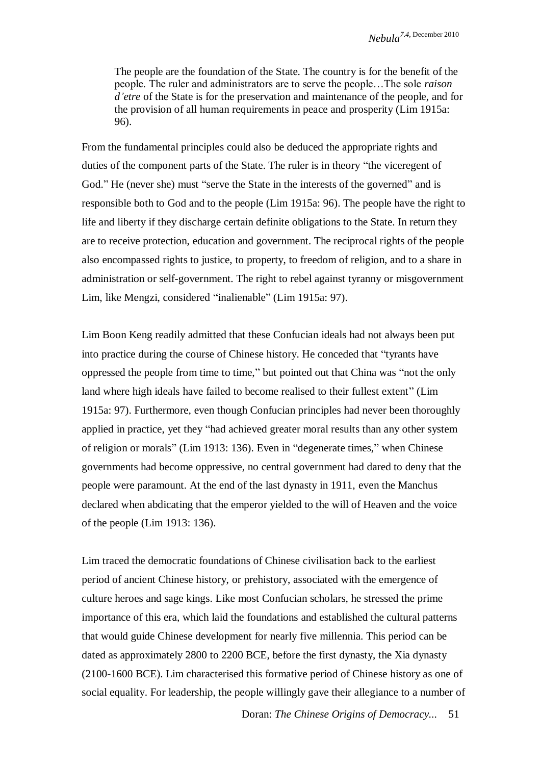> The people are the foundation of the State. The country is for the benefit of the people. The ruler and administrators are to serve the people…The sole *raison d'etre* of the State is for the preservation and maintenance of the people, and for the provision of all human requirements in peace and prosperity (Lim 1915a: 96).

From the fundamental principles could also be deduced the appropriate rights and duties of the component parts of the State. The ruler is in theory "the viceregent of God." He (never she) must "serve the State in the interests of the governed" and is responsible both to God and to the people (Lim 1915a: 96). The people have the right to life and liberty if they discharge certain definite obligations to the State. In return they are to receive protection, education and government. The reciprocal rights of the people also encompassed rights to justice, to property, to freedom of religion, and to a share in administration or self-government. The right to rebel against tyranny or misgovernment Lim, like Mengzi, considered "inalienable" (Lim 1915a: 97).

Lim Boon Keng readily admitted that these Confucian ideals had not always been put into practice during the course of Chinese history. He conceded that "tyrants have oppressed the people from time to time," but pointed out that China was "not the only land where high ideals have failed to become realised to their fullest extent" (Lim 1915a: 97). Furthermore, even though Confucian principles had never been thoroughly applied in practice, yet they "had achieved greater moral results than any other system of religion or morals" (Lim 1913: 136). Even in "degenerate times," when Chinese governments had become oppressive, no central government had dared to deny that the people were paramount. At the end of the last dynasty in 1911, even the Manchus declared when abdicating that the emperor yielded to the will of Heaven and the voice of the people (Lim 1913: 136).

Lim traced the democratic foundations of Chinese civilisation back to the earliest period of ancient Chinese history, or prehistory, associated with the emergence of culture heroes and sage kings. Like most Confucian scholars, he stressed the prime importance of this era, which laid the foundations and established the cultural patterns that would guide Chinese development for nearly five millennia. This period can be dated as approximately 2800 to 2200 BCE, before the first dynasty, the Xia dynasty (2100-1600 BCE). Lim characterised this formative period of Chinese history as one of social equality. For leadership, the people willingly gave their allegiance to a number of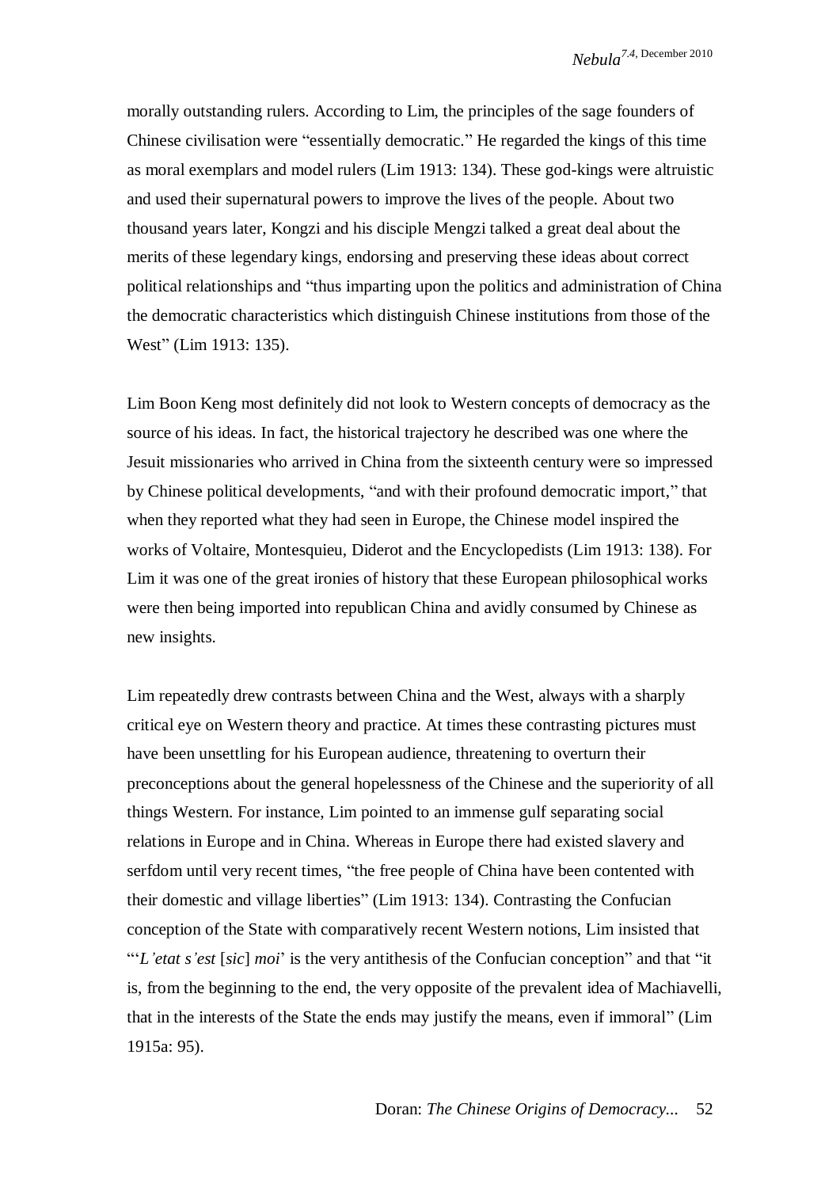morally outstanding rulers. According to Lim, the principles of the sage founders of Chinese civilisation were "essentially democratic." He regarded the kings of this time as moral exemplars and model rulers (Lim 1913: 134). These god-kings were altruistic and used their supernatural powers to improve the lives of the people. About two thousand years later, Kongzi and his disciple Mengzi talked a great deal about the merits of these legendary kings, endorsing and preserving these ideas about correct political relationships and "thus imparting upon the politics and administration of China the democratic characteristics which distinguish Chinese institutions from those of the West" (Lim 1913: 135).

Lim Boon Keng most definitely did not look to Western concepts of democracy as the source of his ideas. In fact, the historical trajectory he described was one where the Jesuit missionaries who arrived in China from the sixteenth century were so impressed by Chinese political developments, "and with their profound democratic import," that when they reported what they had seen in Europe, the Chinese model inspired the works of Voltaire, Montesquieu, Diderot and the Encyclopedists (Lim 1913: 138). For Lim it was one of the great ironies of history that these European philosophical works were then being imported into republican China and avidly consumed by Chinese as new insights.

Lim repeatedly drew contrasts between China and the West, always with a sharply critical eye on Western theory and practice. At times these contrasting pictures must have been unsettling for his European audience, threatening to overturn their preconceptions about the general hopelessness of the Chinese and the superiority of all things Western. For instance, Lim pointed to an immense gulf separating social relations in Europe and in China. Whereas in Europe there had existed slavery and serfdom until very recent times, "the free people of China have been contented with their domestic and village liberties" (Lim 1913: 134). Contrasting the Confucian conception of the State with comparatively recent Western notions, Lim insisted that "'*L'etat s'est* [*sic*] *moi*' is the very antithesis of the Confucian conception" and that "it is, from the beginning to the end, the very opposite of the prevalent idea of Machiavelli, that in the interests of the State the ends may justify the means, even if immoral" (Lim 1915a: 95).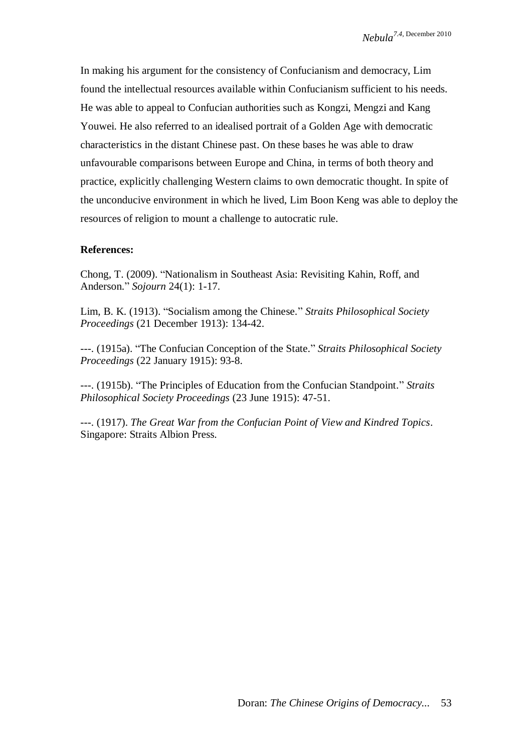In making his argument for the consistency of Confucianism and democracy, Lim found the intellectual resources available within Confucianism sufficient to his needs. He was able to appeal to Confucian authorities such as Kongzi, Mengzi and Kang Youwei. He also referred to an idealised portrait of a Golden Age with democratic characteristics in the distant Chinese past. On these bases he was able to draw unfavourable comparisons between Europe and China, in terms of both theory and practice, explicitly challenging Western claims to own democratic thought. In spite of the unconducive environment in which he lived, Lim Boon Keng was able to deploy the resources of religion to mount a challenge to autocratic rule.

**References:**

Chong, T. (2009). "Nationalism in Southeast Asia: Revisiting Kahin, Roff, and Anderson." *Sojourn* 24(1): 1-17.

Lim, B. K. (1913). "Socialism among the Chinese." *Straits Philosophical Society Proceedings* (21 December 1913): 134-42.

---. (1915a). "The Confucian Conception of the State." *Straits Philosophical Society Proceedings* (22 January 1915): 93-8.

---. (1915b). "The Principles of Education from the Confucian Standpoint." *Straits Philosophical Society Proceedings* (23 June 1915): 47-51.

---. (1917). *The Great War from the Confucian Point of View and Kindred Topics*. Singapore: Straits Albion Press.